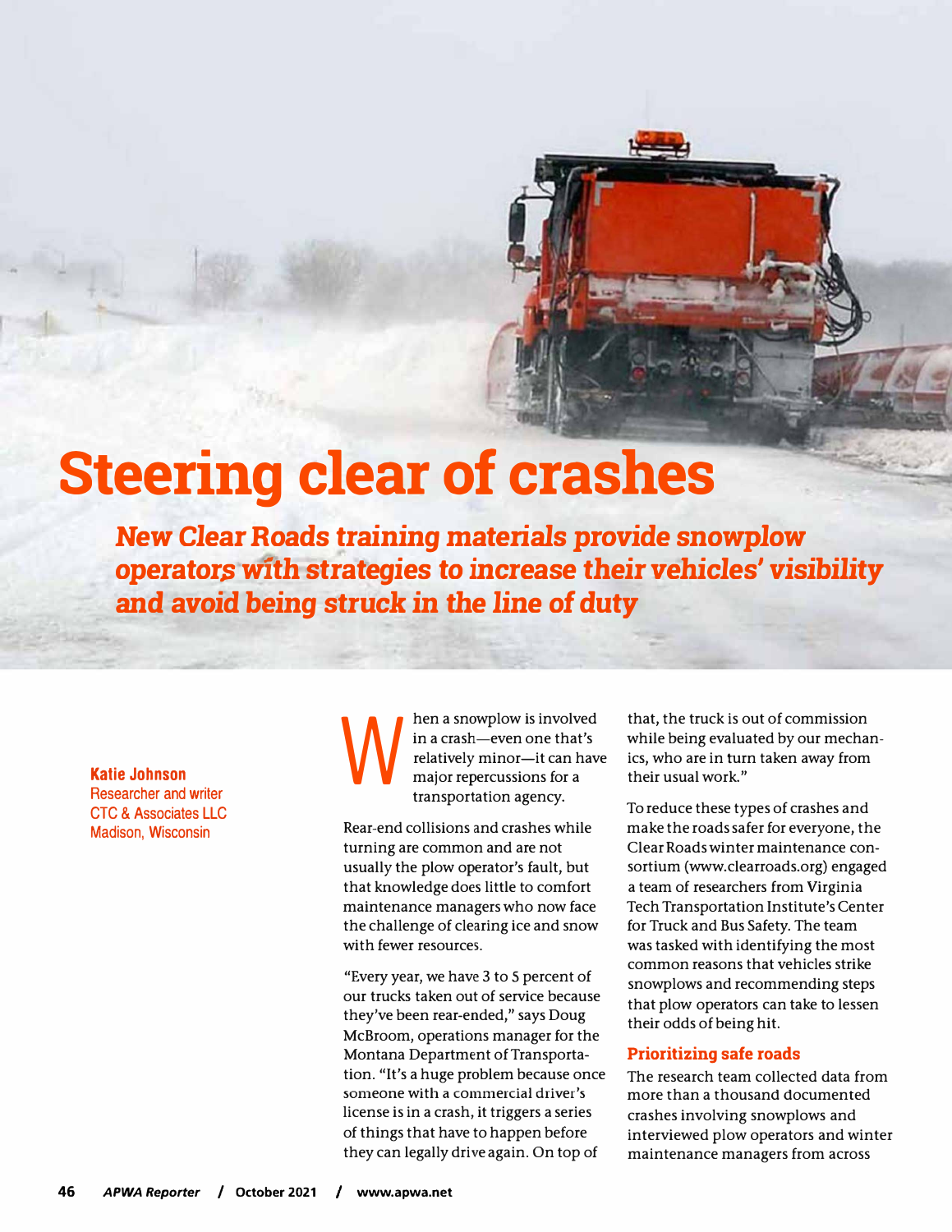# Steering clear of crashes

***New Clear Roads training materials provide snowplow operators with strategies to increase their vehicles' visibility and avoid being struck in the line of duty***

**Katie Johnson**
Researcher and writer
CTC & Associates LLC
Madison, Wisconsin

When a snowplow is involved in a crash—even one that's relatively minor—it can have major repercussions for a transportation agency.

Rear-end collisions and crashes while turning are common and are not usually the plow operator's fault, but that knowledge does little to comfort maintenance managers who now face the challenge of clearing ice and snow with fewer resources.

"Every year, we have 3 to 5 percent of our trucks taken out of service because they've been rear-ended," says Doug McBroom, operations manager for the Montana Department of Transportation. "It's a huge problem because once someone with a commercial driver's license is in a crash, it triggers a series of things that have to happen before they can legally drive again. On top of that, the truck is out of commission while being evaluated by our mechanics, who are in turn taken away from their usual work."

To reduce these types of crashes and make the roads safer for everyone, the Clear Roads winter maintenance consortium (www.clearroads.org) engaged a team of researchers from Virginia Tech Transportation Institute's Center for Truck and Bus Safety. The team was tasked with identifying the most common reasons that vehicles strike snowplows and recommending steps that plow operators can take to lessen their odds of being hit.

## Prioritizing safe roads

The research team collected data from more than a thousand documented crashes involving snowplows and interviewed plow operators and winter maintenance managers from across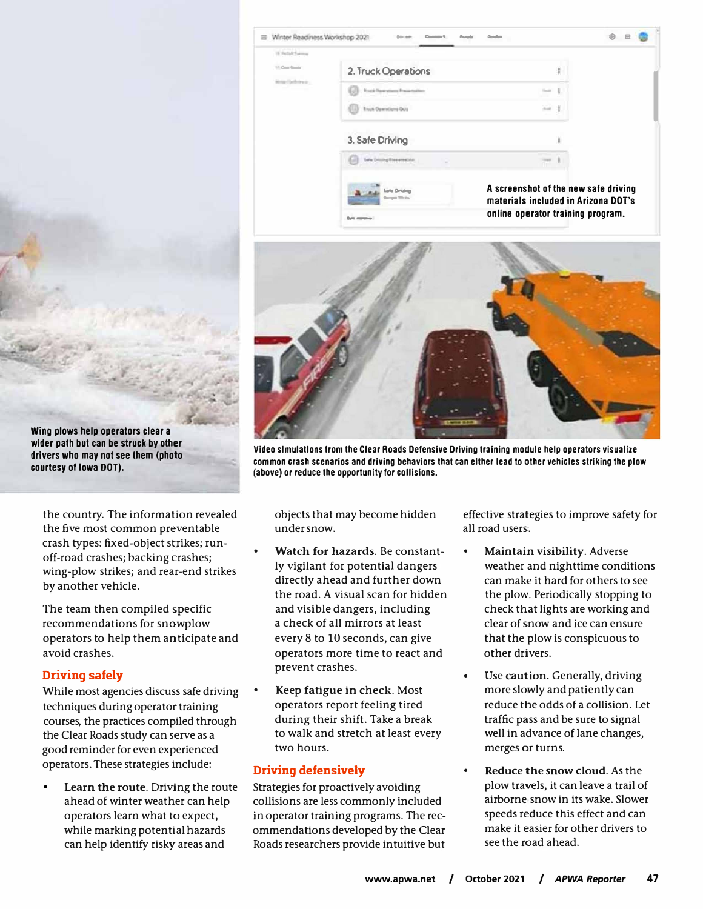A screenshot of the new safe driving materials included in Arizona DOT's online operator training program.

Wing plows help operators clear a wider path but can be struck by other drivers who may not see them (photo courtesy of Iowa DOT).

Video simulations from the Clear Roads Defensive Driving training module help operators visualize common crash scenarios and driving behaviors that can either lead to other vehicles striking the plow (above) or reduce the opportunity for collisions.

the country. The information revealed the five most common preventable crash types: fixed-object strikes; run-off-road crashes; backing crashes; wing-plow strikes; and rear-end strikes by another vehicle.

The team then compiled specific recommendations for snowplow operators to help them anticipate and avoid crashes.

## Driving safely

While most agencies discuss safe driving techniques during operator training courses, the practices compiled through the Clear Roads study can serve as a good reminder for even experienced operators. These strategies include:

- **Learn the route.** Driving the route ahead of winter weather can help operators learn what to expect, while marking potential hazards can help identify risky areas and objects that may become hidden under snow.
- **Watch for hazards.** Be constantly vigilant for potential dangers directly ahead and further down the road. A visual scan for hidden and visible dangers, including a check of all mirrors at least every 8 to 10 seconds, can give operators more time to react and prevent crashes.
- **Keep fatigue in check.** Most operators report feeling tired during their shift. Take a break to walk and stretch at least every two hours.

## Driving defensively

Strategies for proactively avoiding collisions are less commonly included in operator training programs. The recommendations developed by the Clear Roads researchers provide intuitive but effective strategies to improve safety for all road users.

- **Maintain visibility.** Adverse weather and nighttime conditions can make it hard for others to see the plow. Periodically stopping to check that lights are working and clear of snow and ice can ensure that the plow is conspicuous to other drivers.
- **Use caution.** Generally, driving more slowly and patiently can reduce the odds of a collision. Let traffic pass and be sure to signal well in advance of lane changes, merges or turns.
- **Reduce the snow cloud.** As the plow travels, it can leave a trail of airborne snow in its wake. Slower speeds reduce this effect and can make it easier for other drivers to see the road ahead.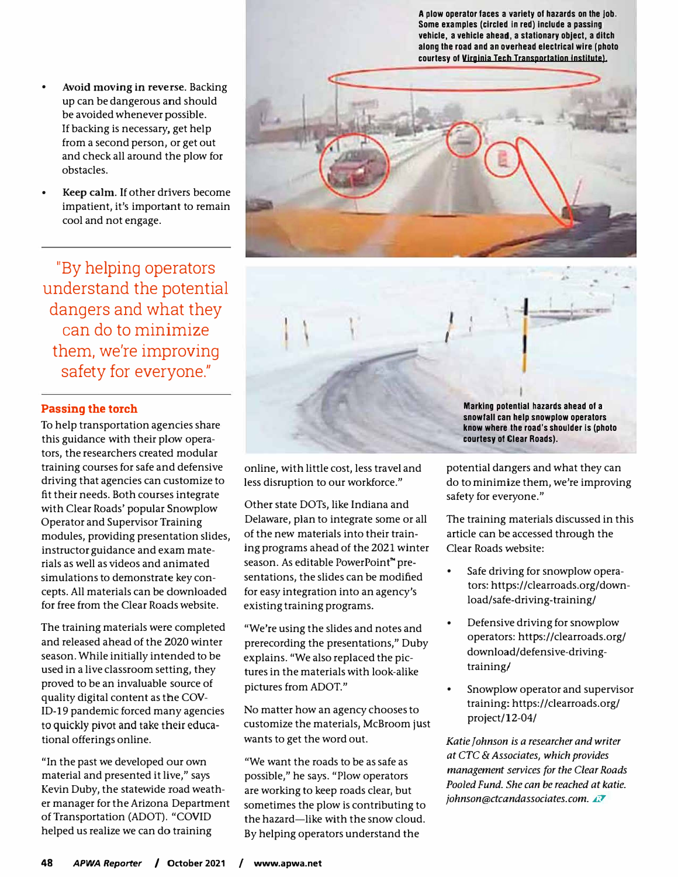- **Avoid moving in reverse**. Backing up can be dangerous and should be avoided whenever possible. If backing is necessary, get help from a second person, or get out and check all around the plow for obstacles.
- **Keep calm**. If other drivers become impatient, it's important to remain cool and not engage.

> "By helping operators understand the potential dangers and what they can do to minimize them, we're improving safety for everyone."

A plow operator faces a variety of hazards on the job. Some examples (circled in red) include a passing vehicle, a vehicle ahead, a stationary object, a ditch along the road and an overhead electrical wire (photo courtesy of Virginia Tech Transportation Institute).

Marking potential hazards ahead of a snowfall can help snowplow operators know where the road's shoulder is (photo courtesy of Clear Roads).

## Passing the torch

To help transportation agencies share this guidance with their plow operators, the researchers created modular training courses for safe and defensive driving that agencies can customize to fit their needs. Both courses integrate with Clear Roads' popular Snowplow Operator and Supervisor Training modules, providing presentation slides, instructor guidance and exam materials as well as videos and animated simulations to demonstrate key concepts. All materials can be downloaded for free from the Clear Roads website.

The training materials were completed and released ahead of the 2020 winter season. While initially intended to be used in a live classroom setting, they proved to be an invaluable source of quality digital content as the COVID-19 pandemic forced many agencies to quickly pivot and take their educational offerings online.

"In the past we developed our own material and presented it live," says Kevin Duby, the statewide road weather manager for the Arizona Department of Transportation (ADOT). "COVID helped us realize we can do training online, with little cost, less travel and less disruption to our workforce."

Other state DOTs, like Indiana and Delaware, plan to integrate some or all of the new materials into their training programs ahead of the 2021 winter season. As editable PowerPoint™ presentations, the slides can be modified for easy integration into an agency's existing training programs.

"We're using the slides and notes and prerecording the presentations," Duby explains. "We also replaced the pictures in the materials with look-alike pictures from ADOT."

No matter how an agency chooses to customize the materials, McBroom just wants to get the word out.

"We want the roads to be as safe as possible," he says. "Plow operators are working to keep roads clear, but sometimes the plow is contributing to the hazard—like with the snow cloud. By helping operators understand the potential dangers and what they can do to minimize them, we're improving safety for everyone."

The training materials discussed in this article can be accessed through the Clear Roads website:

- Safe driving for snowplow operators: https://clearroads.org/download/safe-driving-training/
- Defensive driving for snowplow operators: https://clearroads.org/download/defensive-driving-training/
- Snowplow operator and supervisor training: https://clearroads.org/project/12-04/

*Katie Johnson is a researcher and writer at CTC & Associates, which provides management services for the Clear Roads Pooled Fund. She can be reached at katie.johnson@ctcandassociates.com.*